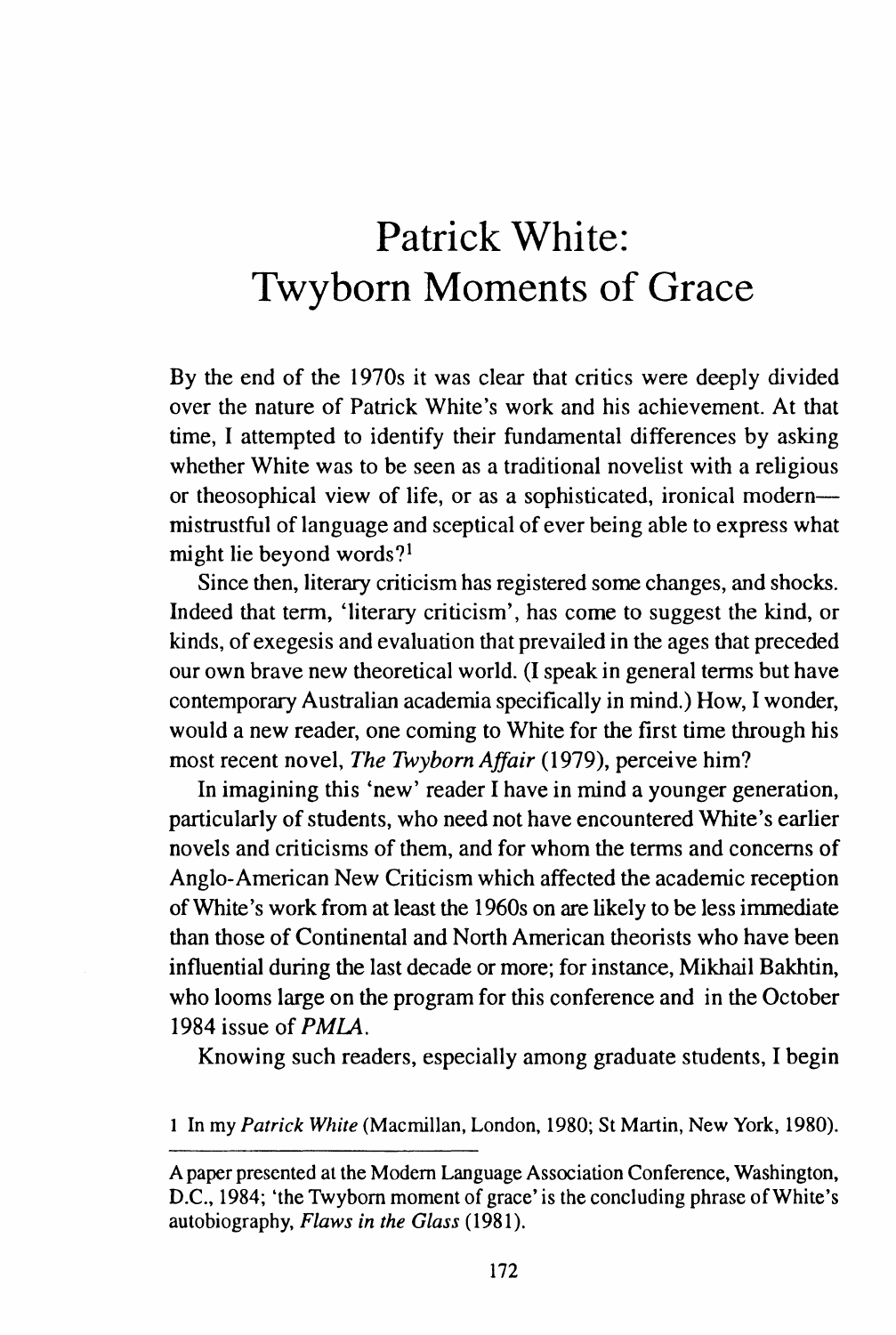# Patrick White: Twyborn Moments of Grace

By the end of the 1970s it was clear that critics were deeply divided over the nature of Patrick White's work and his achievement. At that time, I attempted to identify their fundamental differences by asking whether White was to be seen as a traditional novelist with a religious or theosophical view of life, or as a sophisticated, ironical modern—mistrustful of language and sceptical of ever being able to express what might lie beyond words?[1]

Since then, literary criticism has registered some changes, and shocks. Indeed that term, 'literary criticism', has come to suggest the kind, or kinds, of exegesis and evaluation that prevailed in the ages that preceded our own brave new theoretical world. (I speak in general terms but have contemporary Australian academia specifically in mind.) How, I wonder, would a new reader, one coming to White for the first time through his most recent novel, *The Twyborn Affair* (1979), perceive him?

In imagining this 'new' reader I have in mind a younger generation, particularly of students, who need not have encountered White's earlier novels and criticisms of them, and for whom the terms and concerns of Anglo-American New Criticism which affected the academic reception of White's work from at least the 1960s on are likely to be less immediate than those of Continental and North American theorists who have been influential during the last decade or more; for instance, Mikhail Bakhtin, who looms large on the program for this conference and in the October 1984 issue of *PMLA*.

Knowing such readers, especially among graduate students, I begin

---

1 In my *Patrick White* (Macmillan, London, 1980; St Martin, New York, 1980).

A paper presented at the Modern Language Association Conference, Washington, D.C., 1984; 'the Twyborn moment of grace' is the concluding phrase of White's autobiography, *Flaws in the Glass* (1981).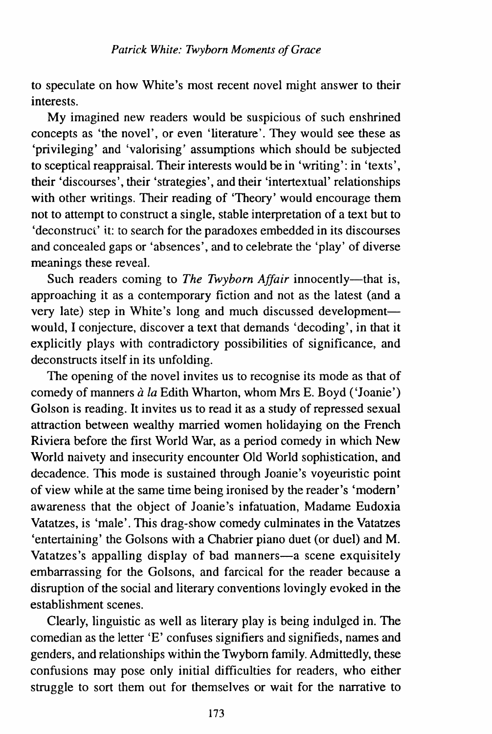to speculate on how White's most recent novel might answer to their interests.

My imagined new readers would be suspicious of such enshrined concepts as 'the novel', or even 'literature'. They would see these as 'privileging' and 'valorising' assumptions which should be subjected to sceptical reappraisal. Their interests would be in 'writing': in 'texts', their 'discourses', their 'strategies', and their 'intertextual' relationships with other writings. Their reading of 'Theory' would encourage them not to attempt to construct a single, stable interpretation of a text but to 'deconstruct' it: to search for the paradoxes embedded in its discourses and concealed gaps or 'absences', and to celebrate the 'play' of diverse meanings these reveal.

Such readers coming to *The Twyborn Affair* innocently—that is, approaching it as a contemporary fiction and not as the latest (and a very late) step in White's long and much discussed development—would, I conjecture, discover a text that demands 'decoding', in that it explicitly plays with contradictory possibilities of significance, and deconstructs itself in its unfolding.

The opening of the novel invites us to recognise its mode as that of comedy of manners *à la* Edith Wharton, whom Mrs E. Boyd ('Joanie') Golson is reading. It invites us to read it as a study of repressed sexual attraction between wealthy married women holidaying on the French Riviera before the first World War, as a period comedy in which New World naivety and insecurity encounter Old World sophistication, and decadence. This mode is sustained through Joanie's voyeuristic point of view while at the same time being ironised by the reader's 'modern' awareness that the object of Joanie's infatuation, Madame Eudoxia Vatatzes, is 'male'. This drag-show comedy culminates in the Vatatzes 'entertaining' the Golsons with a Chabrier piano duet (or duel) and M. Vatatzes's appalling display of bad manners—a scene exquisitely embarrassing for the Golsons, and farcical for the reader because a disruption of the social and literary conventions lovingly evoked in the establishment scenes.

Clearly, linguistic as well as literary play is being indulged in. The comedian as the letter 'E' confuses signifiers and signifieds, names and genders, and relationships within the Twyborn family. Admittedly, these confusions may pose only initial difficulties for readers, who either struggle to sort them out for themselves or wait for the narrative to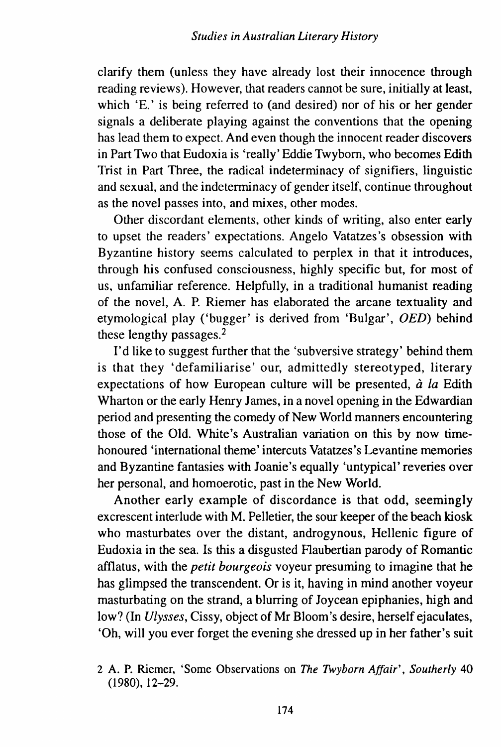clarify them (unless they have already lost their innocence through reading reviews). However, that readers cannot be sure, initially at least, which 'E.' is being referred to (and desired) nor of his or her gender signals a deliberate playing against the conventions that the opening has lead them to expect. And even though the innocent reader discovers in Part Two that Eudoxia is 'really' Eddie Twyborn, who becomes Edith Trist in Part Three, the radical indeterminacy of signifiers, linguistic and sexual, and the indeterminacy of gender itself, continue throughout as the novel passes into, and mixes, other modes.

Other discordant elements, other kinds of writing, also enter early to upset the readers' expectations. Angelo Vatatzes's obsession with Byzantine history seems calculated to perplex in that it introduces, through his confused consciousness, highly specific but, for most of us, unfamiliar reference. Helpfully, in a traditional humanist reading of the novel, A. P. Riemer has elaborated the arcane textuality and etymological play ('bugger' is derived from 'Bulgar', *OED*) behind these lengthy passages.[2]

I'd like to suggest further that the 'subversive strategy' behind them is that they 'defamiliarise' our, admittedly stereotyped, literary expectations of how European culture will be presented, *à la* Edith Wharton or the early Henry James, in a novel opening in the Edwardian period and presenting the comedy of New World manners encountering those of the Old. White's Australian variation on this by now time-honoured 'international theme' intercuts Vatatzes's Levantine memories and Byzantine fantasies with Joanie's equally 'untypical' reveries over her personal, and homoerotic, past in the New World.

Another early example of discordance is that odd, seemingly excrescent interlude with M. Pelletier, the sour keeper of the beach kiosk who masturbates over the distant, androgynous, Hellenic figure of Eudoxia in the sea. Is this a disgusted Flaubertian parody of Romantic afflatus, with the *petit bourgeois* voyeur presuming to imagine that he has glimpsed the transcendent. Or is it, having in mind another voyeur masturbating on the strand, a blurring of Joycean epiphanies, high and low? (In *Ulysses*, Cissy, object of Mr Bloom's desire, herself ejaculates, 'Oh, will you ever forget the evening she dressed up in her father's suit

2 A. P. Riemer, 'Some Observations on *The Twyborn Affair*', *Southerly* 40 (1980), 12–29.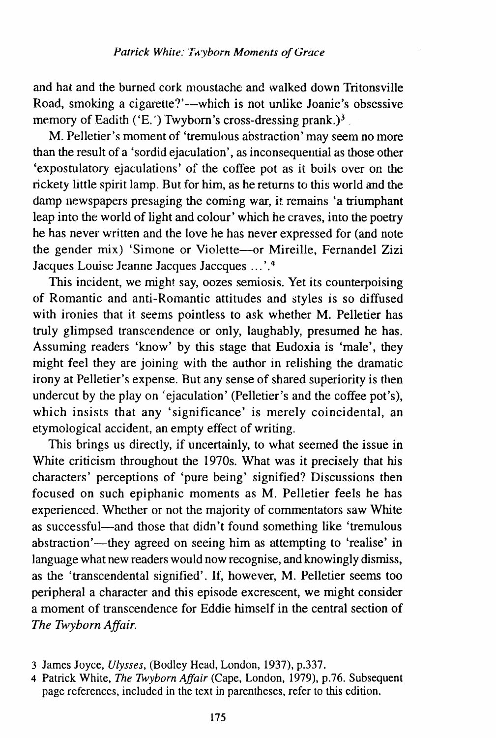and hat and the burned cork moustache and walked down Tritonsville Road, smoking a cigarette?'—which is not unlike Joanie's obsessive memory of Eadith ('E.') Twyborn's cross-dressing prank.)[3]

M. Pelletier's moment of 'tremulous abstraction' may seem no more than the result of a 'sordid ejaculation', as inconsequential as those other 'expostulatory ejaculations' of the coffee pot as it boils over on the rickety little spirit lamp. But for him, as he returns to this world and the damp newspapers presaging the coming war, it remains 'a triumphant leap into the world of light and colour' which he craves, into the poetry he has never written and the love he has never expressed for (and note the gender mix) 'Simone or Violette—or Mireille, Fernandel Zizi Jacques Louise Jeanne Jacques Jaccques ...'.[4]

This incident, we might say, oozes semiosis. Yet its counterpoising of Romantic and anti-Romantic attitudes and styles is so diffused with ironies that it seems pointless to ask whether M. Pelletier has truly glimpsed transcendence or only, laughably, presumed he has. Assuming readers 'know' by this stage that Eudoxia is 'male', they might feel they are joining with the author in relishing the dramatic irony at Pelletier's expense. But any sense of shared superiority is then undercut by the play on 'ejaculation' (Pelletier's and the coffee pot's), which insists that any 'significance' is merely coincidental, an etymological accident, an empty effect of writing.

This brings us directly, if uncertainly, to what seemed the issue in White criticism throughout the 1970s. What was it precisely that his characters' perceptions of 'pure being' signified? Discussions then focused on such epiphanic moments as M. Pelletier feels he has experienced. Whether or not the majority of commentators saw White as successful—and those that didn't found something like 'tremulous abstraction'—they agreed on seeing him as attempting to 'realise' in language what new readers would now recognise, and knowingly dismiss, as the 'transcendental signified'. If, however, M. Pelletier seems too peripheral a character and this episode excrescent, we might consider a moment of transcendence for Eddie himself in the central section of *The Twyborn Affair*.

3 James Joyce, *Ulysses*, (Bodley Head, London, 1937), p.337.

4 Patrick White, *The Twyborn Affair* (Cape, London, 1979), p.76. Subsequent page references, included in the text in parentheses, refer to this edition.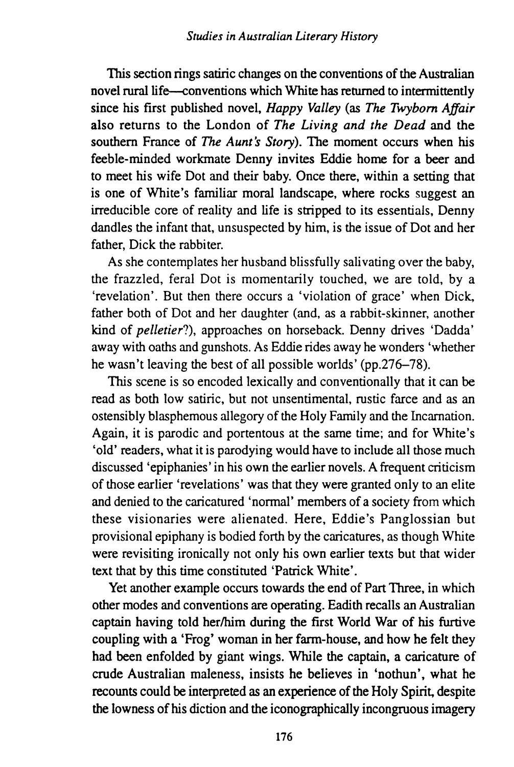This section rings satiric changes on the conventions of the Australian novel rural life—conventions which White has returned to intermittently since his first published novel, *Happy Valley* (as *The Twyborn Affair* also returns to the London of *The Living and the Dead* and the southern France of *The Aunt's Story*). The moment occurs when his feeble-minded workmate Denny invites Eddie home for a beer and to meet his wife Dot and their baby. Once there, within a setting that is one of White's familiar moral landscape, where rocks suggest an irreducible core of reality and life is stripped to its essentials, Denny dandles the infant that, unsuspected by him, is the issue of Dot and her father, Dick the rabbiter.

As she contemplates her husband blissfully salivating over the baby, the frazzled, feral Dot is momentarily touched, we are told, by a 'revelation'. But then there occurs a 'violation of grace' when Dick, father both of Dot and her daughter (and, as a rabbit-skinner, another kind of *pelletier*?), approaches on horseback. Denny drives 'Dadda' away with oaths and gunshots. As Eddie rides away he wonders 'whether he wasn't leaving the best of all possible worlds' (pp.276–78).

This scene is so encoded lexically and conventionally that it can be read as both low satiric, but not unsentimental, rustic farce and as an ostensibly blasphemous allegory of the Holy Family and the Incarnation. Again, it is parodic and portentous at the same time; and for White's 'old' readers, what it is parodying would have to include all those much discussed 'epiphanies' in his own the earlier novels. A frequent criticism of those earlier 'revelations' was that they were granted only to an elite and denied to the caricatured 'normal' members of a society from which these visionaries were alienated. Here, Eddie's Panglossian but provisional epiphany is bodied forth by the caricatures, as though White were revisiting ironically not only his own earlier texts but that wider text that by this time constituted 'Patrick White'.

Yet another example occurs towards the end of Part Three, in which other modes and conventions are operating. Eadith recalls an Australian captain having told her/him during the first World War of his furtive coupling with a 'Frog' woman in her farm-house, and how he felt they had been enfolded by giant wings. While the captain, a caricature of crude Australian maleness, insists he believes in 'nothun', what he recounts could be interpreted as an experience of the Holy Spirit, despite the lowness of his diction and the iconographically incongruous imagery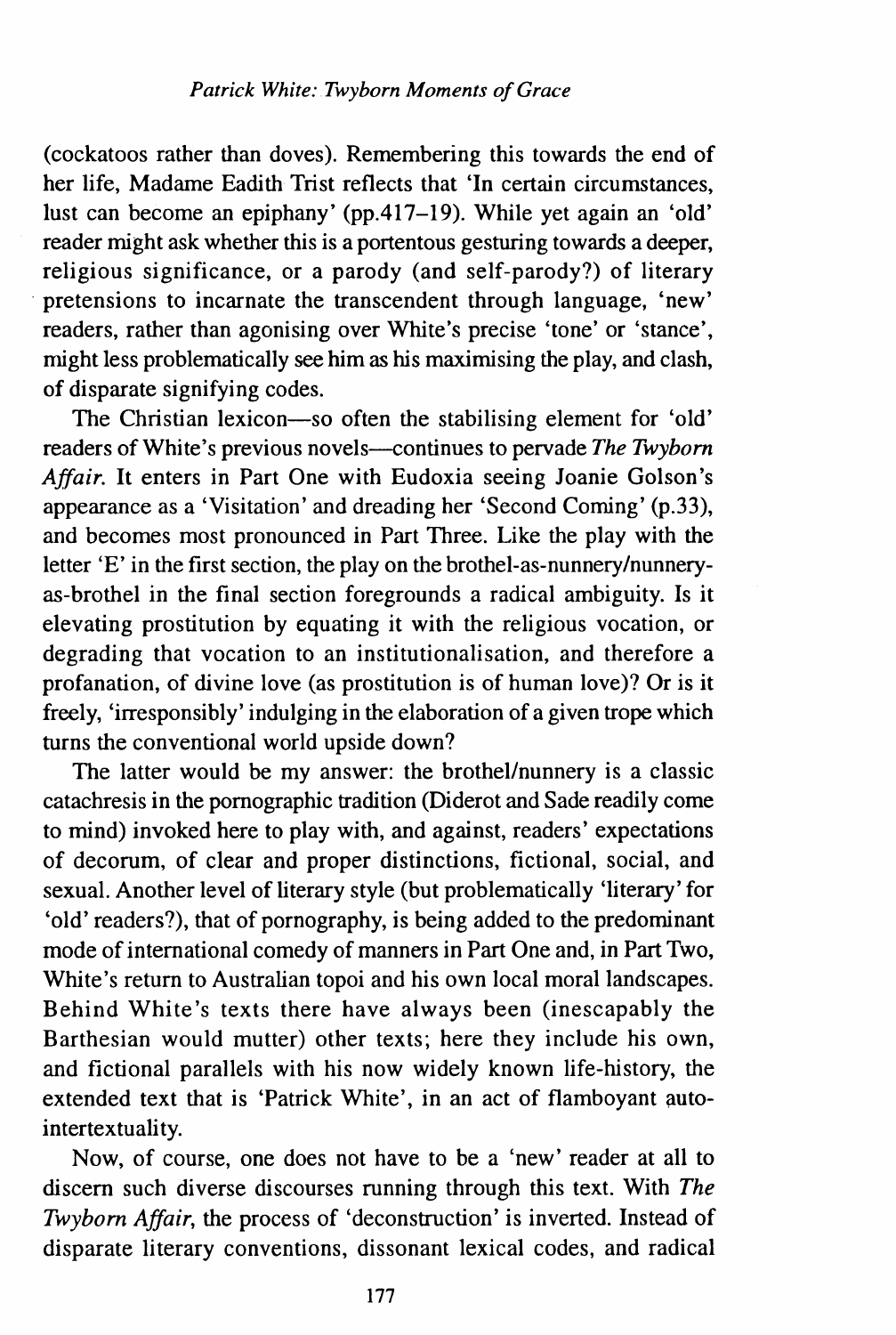(cockatoos rather than doves). Remembering this towards the end of her life, Madame Eadith Trist reflects that 'In certain circumstances, lust can become an epiphany' (pp.417–19). While yet again an 'old' reader might ask whether this is a portentous gesturing towards a deeper, religious significance, or a parody (and self-parody?) of literary pretensions to incarnate the transcendent through language, 'new' readers, rather than agonising over White's precise 'tone' or 'stance', might less problematically see him as his maximising the play, and clash, of disparate signifying codes.

The Christian lexicon—so often the stabilising element for 'old' readers of White's previous novels—continues to pervade *The Twyborn Affair*. It enters in Part One with Eudoxia seeing Joanie Golson's appearance as a 'Visitation' and dreading her 'Second Coming' (p.33), and becomes most pronounced in Part Three. Like the play with the letter 'E' in the first section, the play on the brothel-as-nunnery/nunnery-as-brothel in the final section foregrounds a radical ambiguity. Is it elevating prostitution by equating it with the religious vocation, or degrading that vocation to an institutionalisation, and therefore a profanation, of divine love (as prostitution is of human love)? Or is it freely, 'irresponsibly' indulging in the elaboration of a given trope which turns the conventional world upside down?

The latter would be my answer: the brothel/nunnery is a classic catachresis in the pornographic tradition (Diderot and Sade readily come to mind) invoked here to play with, and against, readers' expectations of decorum, of clear and proper distinctions, fictional, social, and sexual. Another level of literary style (but problematically 'literary' for 'old' readers?), that of pornography, is being added to the predominant mode of international comedy of manners in Part One and, in Part Two, White's return to Australian topoi and his own local moral landscapes. Behind White's texts there have always been (inescapably the Barthesian would mutter) other texts; here they include his own, and fictional parallels with his now widely known life-history, the extended text that is 'Patrick White', in an act of flamboyant auto-intertextuality.

Now, of course, one does not have to be a 'new' reader at all to discern such diverse discourses running through this text. With *The Twyborn Affair*, the process of 'deconstruction' is inverted. Instead of disparate literary conventions, dissonant lexical codes, and radical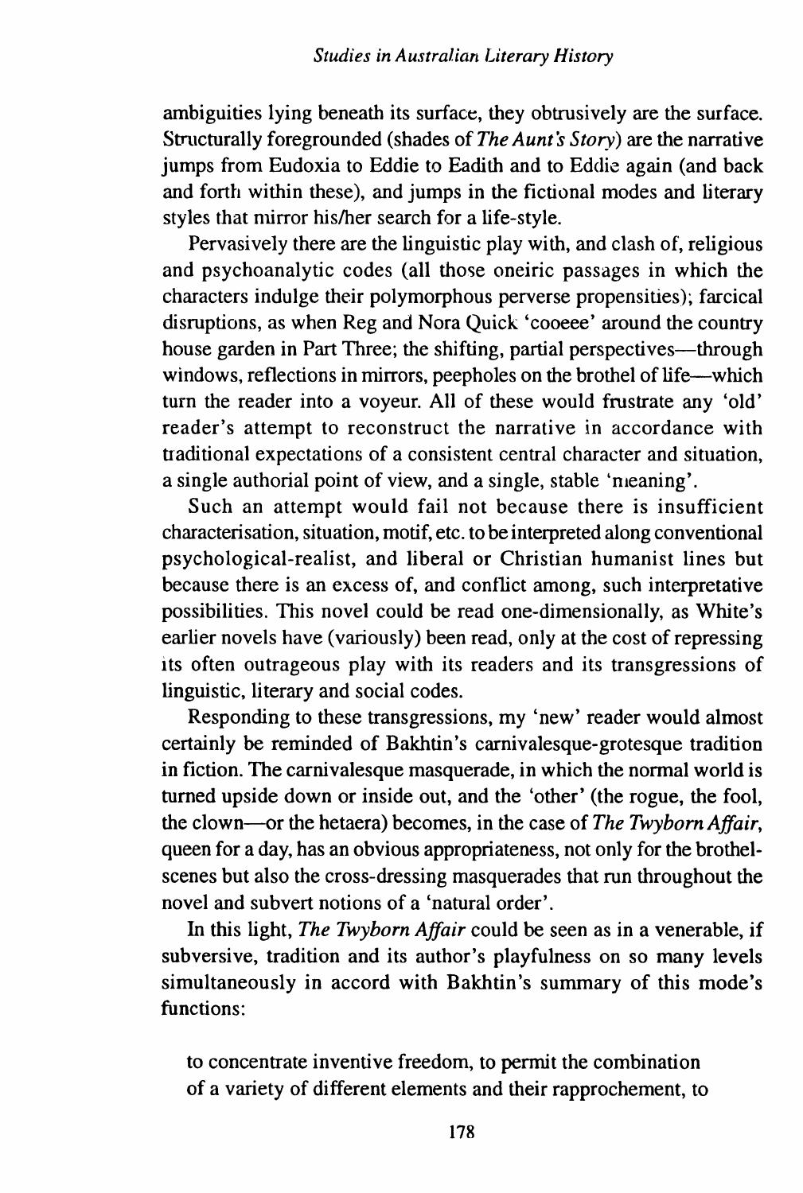ambiguities lying beneath its surface, they obtrusively are the surface. Structurally foregrounded (shades of *The Aunt's Story*) are the narrative jumps from Eudoxia to Eddie to Eadith and to Eddie again (and back and forth within these), and jumps in the fictional modes and literary styles that mirror his/her search for a life-style.

Pervasively there are the linguistic play with, and clash of, religious and psychoanalytic codes (all those oneiric passages in which the characters indulge their polymorphous perverse propensities); farcical disruptions, as when Reg and Nora Quick 'cooeee' around the country house garden in Part Three; the shifting, partial perspectives—through windows, reflections in mirrors, peepholes on the brothel of life—which turn the reader into a voyeur. All of these would frustrate any 'old' reader's attempt to reconstruct the narrative in accordance with traditional expectations of a consistent central character and situation, a single authorial point of view, and a single, stable 'meaning'.

Such an attempt would fail not because there is insufficient characterisation, situation, motif, etc. to be interpreted along conventional psychological-realist, and liberal or Christian humanist lines but because there is an excess of, and conflict among, such interpretative possibilities. This novel could be read one-dimensionally, as White's earlier novels have (variously) been read, only at the cost of repressing its often outrageous play with its readers and its transgressions of linguistic, literary and social codes.

Responding to these transgressions, my 'new' reader would almost certainly be reminded of Bakhtin's carnivalesque-grotesque tradition in fiction. The carnivalesque masquerade, in which the normal world is turned upside down or inside out, and the 'other' (the rogue, the fool, the clown—or the hetaera) becomes, in the case of *The Twyborn Affair*, queen for a day, has an obvious appropriateness, not only for the brothel-scenes but also the cross-dressing masquerades that run throughout the novel and subvert notions of a 'natural order'.

In this light, *The Twyborn Affair* could be seen as in a venerable, if subversive, tradition and its author's playfulness on so many levels simultaneously in accord with Bakhtin's summary of this mode's functions:

> to concentrate inventive freedom, to permit the combination of a variety of different elements and their rapprochement, to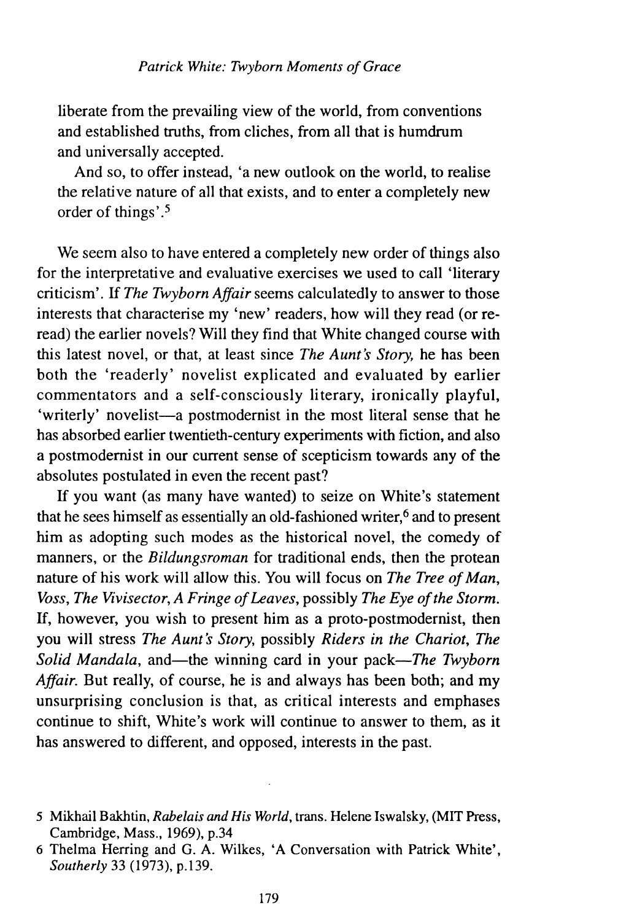liberate from the prevailing view of the world, from conventions and established truths, from cliches, from all that is humdrum and universally accepted.

And so, to offer instead, 'a new outlook on the world, to realise the relative nature of all that exists, and to enter a completely new order of things'.[5]

We seem also to have entered a completely new order of things also for the interpretative and evaluative exercises we used to call 'literary criticism'. If *The Twyborn Affair* seems calculatedly to answer to those interests that characterise my 'new' readers, how will they read (or re-read) the earlier novels? Will they find that White changed course with this latest novel, or that, at least since *The Aunt's Story*, he has been both the 'readerly' novelist explicated and evaluated by earlier commentators and a self-consciously literary, ironically playful, 'writerly' novelist—a postmodernist in the most literal sense that he has absorbed earlier twentieth-century experiments with fiction, and also a postmodernist in our current sense of scepticism towards any of the absolutes postulated in even the recent past?

If you want (as many have wanted) to seize on White's statement that he sees himself as essentially an old-fashioned writer,[6] and to present him as adopting such modes as the historical novel, the comedy of manners, or the *Bildungsroman* for traditional ends, then the protean nature of his work will allow this. You will focus on *The Tree of Man*, *Voss*, *The Vivisector*, *A Fringe of Leaves*, possibly *The Eye of the Storm*. If, however, you wish to present him as a proto-postmodernist, then you will stress *The Aunt's Story*, possibly *Riders in the Chariot*, *The Solid Mandala*, and—the winning card in your pack—*The Twyborn Affair*. But really, of course, he is and always has been both; and my unsurprising conclusion is that, as critical interests and emphases continue to shift, White's work will continue to answer to them, as it has answered to different, and opposed, interests in the past.

5 Mikhail Bakhtin, *Rabelais and His World*, trans. Helene Iswalsky, (MIT Press, Cambridge, Mass., 1969), p.34

6 Thelma Herring and G. A. Wilkes, 'A Conversation with Patrick White', *Southerly* 33 (1973), p.139.